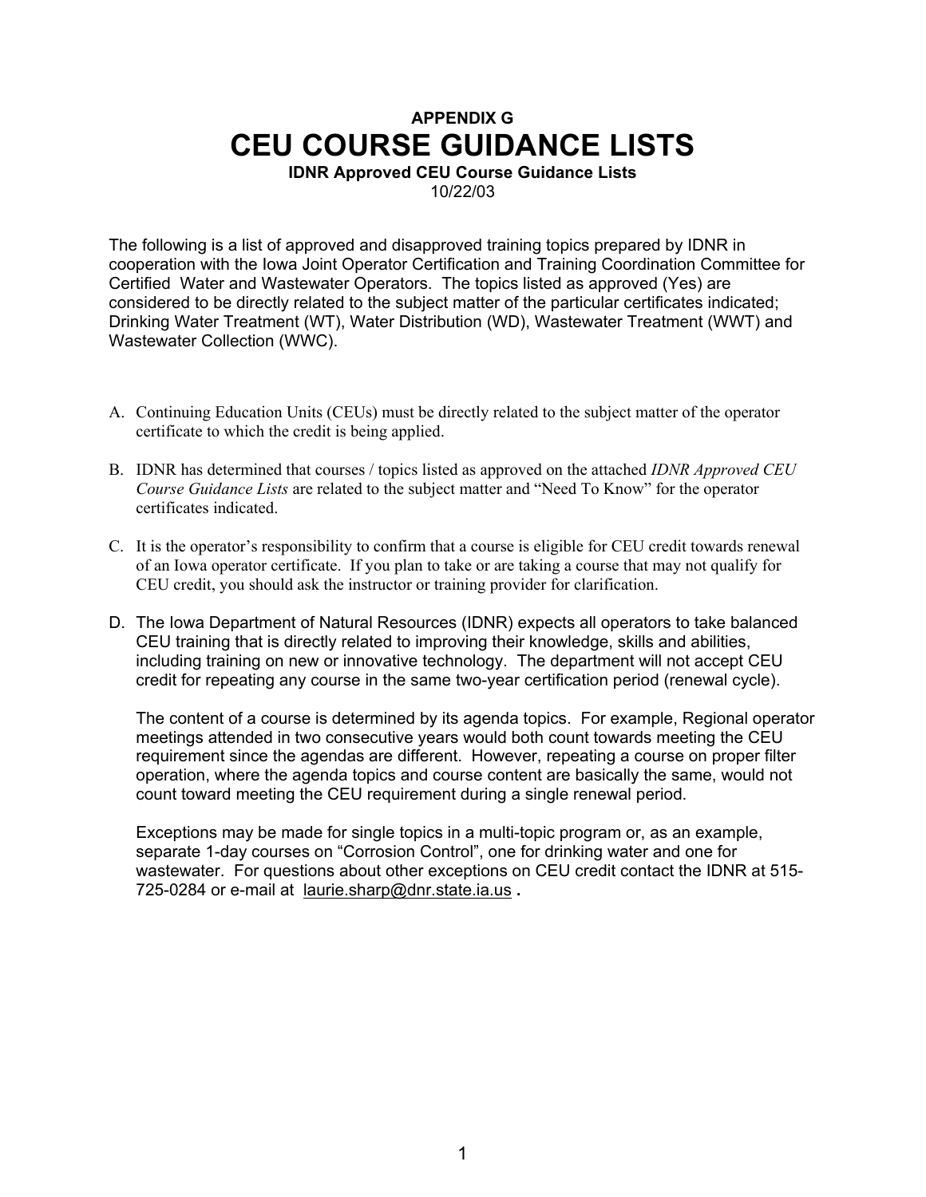**APPENDIX G**

# CEU COURSE GUIDANCE LISTS

**IDNR Approved CEU Course Guidance Lists**

10/22/03

The following is a list of approved and disapproved training topics prepared by IDNR in cooperation with the Iowa Joint Operator Certification and Training Coordination Committee for Certified Water and Wastewater Operators. The topics listed as approved (Yes) are considered to be directly related to the subject matter of the particular certificates indicated; Drinking Water Treatment (WT), Water Distribution (WD), Wastewater Treatment (WWT) and Wastewater Collection (WWC).

A. Continuing Education Units (CEUs) must be directly related to the subject matter of the operator certificate to which the credit is being applied.

B. IDNR has determined that courses / topics listed as approved on the attached *IDNR Approved CEU Course Guidance Lists* are related to the subject matter and "Need To Know" for the operator certificates indicated.

C. It is the operator's responsibility to confirm that a course is eligible for CEU credit towards renewal of an Iowa operator certificate. If you plan to take or are taking a course that may not qualify for CEU credit, you should ask the instructor or training provider for clarification.

D. The Iowa Department of Natural Resources (IDNR) expects all operators to take balanced CEU training that is directly related to improving their knowledge, skills and abilities, including training on new or innovative technology. The department will not accept CEU credit for repeating any course in the same two-year certification period (renewal cycle).

   The content of a course is determined by its agenda topics. For example, Regional operator meetings attended in two consecutive years would both count towards meeting the CEU requirement since the agendas are different. However, repeating a course on proper filter operation, where the agenda topics and course content are basically the same, would not count toward meeting the CEU requirement during a single renewal period.

   Exceptions may be made for single topics in a multi-topic program or, as an example, separate 1-day courses on "Corrosion Control", one for drinking water and one for wastewater. For questions about other exceptions on CEU credit contact the IDNR at 515-725-0284 or e-mail at laurie.sharp@dnr.state.ia.us **.**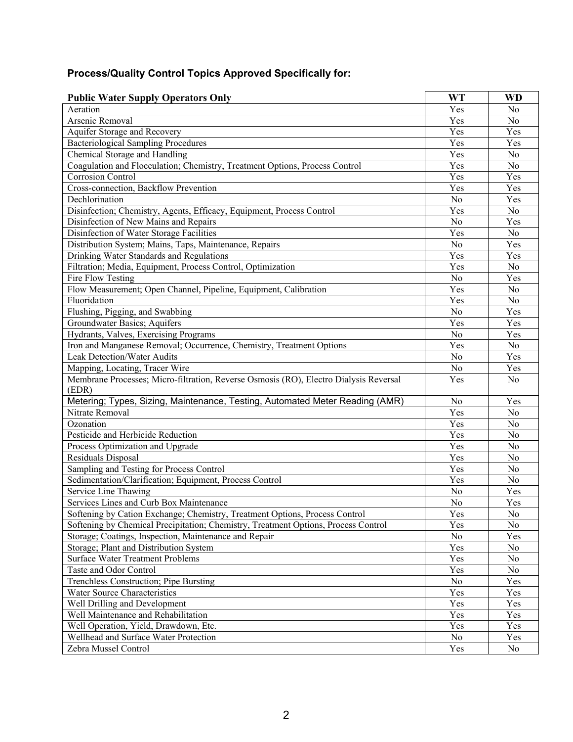### Process/Quality Control Topics Approved Specifically for:

| Public Water Supply Operators Only | WT | WD |
|---|---|---|
| Aeration | Yes | No |
| Arsenic Removal | Yes | No |
| Aquifer Storage and Recovery | Yes | Yes |
| Bacteriological Sampling Procedures | Yes | Yes |
| Chemical Storage and Handling | Yes | No |
| Coagulation and Flocculation; Chemistry, Treatment Options, Process Control | Yes | No |
| Corrosion Control | Yes | Yes |
| Cross-connection, Backflow Prevention | Yes | Yes |
| Dechlorination | No | Yes |
| Disinfection; Chemistry, Agents, Efficacy, Equipment, Process Control | Yes | No |
| Disinfection of New Mains and Repairs | No | Yes |
| Disinfection of Water Storage Facilities | Yes | No |
| Distribution System; Mains, Taps, Maintenance, Repairs | No | Yes |
| Drinking Water Standards and Regulations | Yes | Yes |
| Filtration; Media, Equipment, Process Control, Optimization | Yes | No |
| Fire Flow Testing | No | Yes |
| Flow Measurement; Open Channel, Pipeline, Equipment, Calibration | Yes | No |
| Fluoridation | Yes | No |
| Flushing, Pigging, and Swabbing | No | Yes |
| Groundwater Basics; Aquifers | Yes | Yes |
| Hydrants, Valves, Exercising Programs | No | Yes |
| Iron and Manganese Removal; Occurrence, Chemistry, Treatment Options | Yes | No |
| Leak Detection/Water Audits | No | Yes |
| Mapping, Locating, Tracer Wire | No | Yes |
| Membrane Processes; Micro-filtration, Reverse Osmosis (RO), Electro Dialysis Reversal (EDR) | Yes | No |
| Metering; Types, Sizing, Maintenance, Testing, Automated Meter Reading (AMR) | No | Yes |
| Nitrate Removal | Yes | No |
| Ozonation | Yes | No |
| Pesticide and Herbicide Reduction | Yes | No |
| Process Optimization and Upgrade | Yes | No |
| Residuals Disposal | Yes | No |
| Sampling and Testing for Process Control | Yes | No |
| Sedimentation/Clarification; Equipment, Process Control | Yes | No |
| Service Line Thawing | No | Yes |
| Services Lines and Curb Box Maintenance | No | Yes |
| Softening by Cation Exchange; Chemistry, Treatment Options, Process Control | Yes | No |
| Softening by Chemical Precipitation; Chemistry, Treatment Options, Process Control | Yes | No |
| Storage; Coatings, Inspection, Maintenance and Repair | No | Yes |
| Storage; Plant and Distribution System | Yes | No |
| Surface Water Treatment Problems | Yes | No |
| Taste and Odor Control | Yes | No |
| Trenchless Construction; Pipe Bursting | No | Yes |
| Water Source Characteristics | Yes | Yes |
| Well Drilling and Development | Yes | Yes |
| Well Maintenance and Rehabilitation | Yes | Yes |
| Well Operation, Yield, Drawdown, Etc. | Yes | Yes |
| Wellhead and Surface Water Protection | No | Yes |
| Zebra Mussel Control | Yes | No |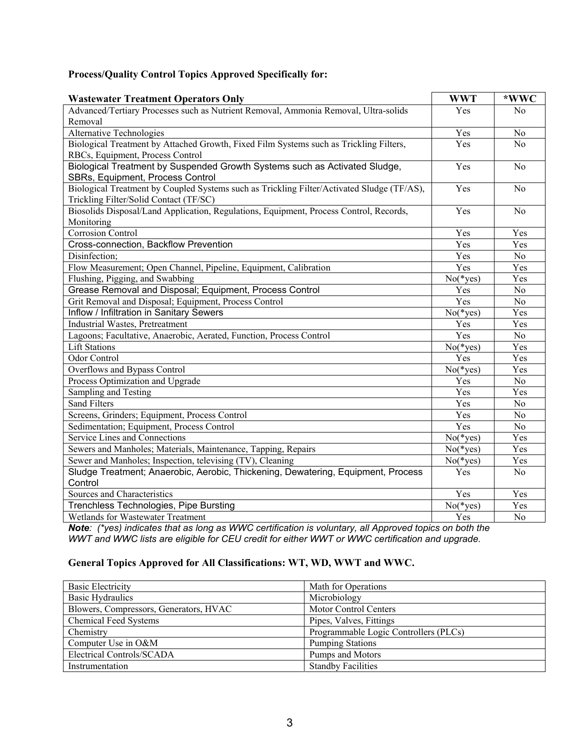**Process/Quality Control Topics Approved Specifically for:**

| Wastewater Treatment Operators Only | WWT | *WWC |
|---|---|---|
| Advanced/Tertiary Processes such as Nutrient Removal, Ammonia Removal, Ultra-solids Removal | Yes | No |
| Alternative Technologies | Yes | No |
| Biological Treatment by Attached Growth, Fixed Film Systems such as Trickling Filters, RBCs, Equipment, Process Control | Yes | No |
| Biological Treatment by Suspended Growth Systems such as Activated Sludge, SBRs, Equipment, Process Control | Yes | No |
| Biological Treatment by Coupled Systems such as Trickling Filter/Activated Sludge (TF/AS), Trickling Filter/Solid Contact (TF/SC) | Yes | No |
| Biosolids Disposal/Land Application, Regulations, Equipment, Process Control, Records, Monitoring | Yes | No |
| Corrosion Control | Yes | Yes |
| Cross-connection, Backflow Prevention | Yes | Yes |
| Disinfection; | Yes | No |
| Flow Measurement; Open Channel, Pipeline, Equipment, Calibration | Yes | Yes |
| Flushing, Pigging, and Swabbing | No(*yes) | Yes |
| Grease Removal and Disposal; Equipment, Process Control | Yes | No |
| Grit Removal and Disposal; Equipment, Process Control | Yes | No |
| Inflow / Infiltration in Sanitary Sewers | No(*yes) | Yes |
| Industrial Wastes, Pretreatment | Yes | Yes |
| Lagoons; Facultative, Anaerobic, Aerated, Function, Process Control | Yes | No |
| Lift Stations | No(*yes) | Yes |
| Odor Control | Yes | Yes |
| Overflows and Bypass Control | No(*yes) | Yes |
| Process Optimization and Upgrade | Yes | No |
| Sampling and Testing | Yes | Yes |
| Sand Filters | Yes | No |
| Screens, Grinders; Equipment, Process Control | Yes | No |
| Sedimentation; Equipment, Process Control | Yes | No |
| Service Lines and Connections | No(*yes) | Yes |
| Sewers and Manholes; Materials, Maintenance, Tapping, Repairs | No(*yes) | Yes |
| Sewer and Manholes; Inspection, televising (TV), Cleaning | No(*yes) | Yes |
| Sludge Treatment; Anaerobic, Aerobic, Thickening, Dewatering, Equipment, Process Control | Yes | No |
| Sources and Characteristics | Yes | Yes |
| Trenchless Technologies, Pipe Bursting | No(*yes) | Yes |
| Wetlands for Wastewater Treatment | Yes | No |

***Note**: (*yes) indicates that as long as WWC certification is voluntary, all Approved topics on both the WWT and WWC lists are eligible for CEU credit for either WWT or WWC certification and upgrade.*

**General Topics Approved for All Classifications: WT, WD, WWT and WWC.**

| | |
|---|---|
| Basic Electricity | Math for Operations |
| Basic Hydraulics | Microbiology |
| Blowers, Compressors, Generators, HVAC | Motor Control Centers |
| Chemical Feed Systems | Pipes, Valves, Fittings |
| Chemistry | Programmable Logic Controllers (PLCs) |
| Computer Use in O&M | Pumping Stations |
| Electrical Controls/SCADA | Pumps and Motors |
| Instrumentation | Standby Facilities |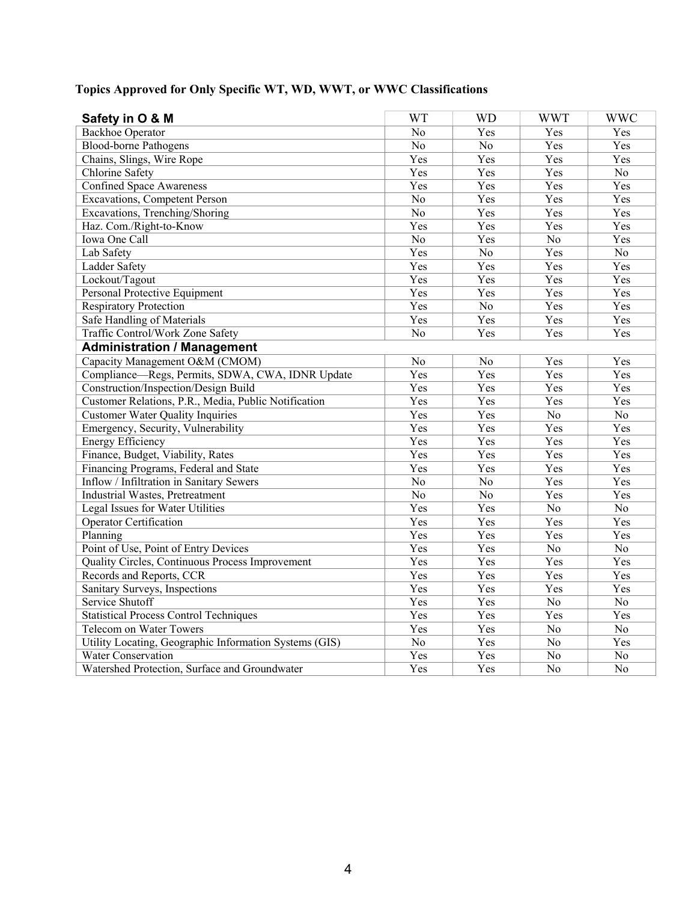**Topics Approved for Only Specific WT, WD, WWT, or WWC Classifications**

| Safety in O & M | WT | WD | WWT | WWC |
|---|---|---|---|---|
| Backhoe Operator | No | Yes | Yes | Yes |
| Blood-borne Pathogens | No | No | Yes | Yes |
| Chains, Slings, Wire Rope | Yes | Yes | Yes | Yes |
| Chlorine Safety | Yes | Yes | Yes | No |
| Confined Space Awareness | Yes | Yes | Yes | Yes |
| Excavations, Competent Person | No | Yes | Yes | Yes |
| Excavations, Trenching/Shoring | No | Yes | Yes | Yes |
| Haz. Com./Right-to-Know | Yes | Yes | Yes | Yes |
| Iowa One Call | No | Yes | No | Yes |
| Lab Safety | Yes | No | Yes | No |
| Ladder Safety | Yes | Yes | Yes | Yes |
| Lockout/Tagout | Yes | Yes | Yes | Yes |
| Personal Protective Equipment | Yes | Yes | Yes | Yes |
| Respiratory Protection | Yes | No | Yes | Yes |
| Safe Handling of Materials | Yes | Yes | Yes | Yes |
| Traffic Control/Work Zone Safety | No | Yes | Yes | Yes |
| **Administration / Management** | | | | |
| Capacity Management O&M (CMOM) | No | No | Yes | Yes |
| Compliance—Regs, Permits, SDWA, CWA, IDNR Update | Yes | Yes | Yes | Yes |
| Construction/Inspection/Design Build | Yes | Yes | Yes | Yes |
| Customer Relations, P.R., Media, Public Notification | Yes | Yes | Yes | Yes |
| Customer Water Quality Inquiries | Yes | Yes | No | No |
| Emergency, Security, Vulnerability | Yes | Yes | Yes | Yes |
| Energy Efficiency | Yes | Yes | Yes | Yes |
| Finance, Budget, Viability, Rates | Yes | Yes | Yes | Yes |
| Financing Programs, Federal and State | Yes | Yes | Yes | Yes |
| Inflow / Infiltration in Sanitary Sewers | No | No | Yes | Yes |
| Industrial Wastes, Pretreatment | No | No | Yes | Yes |
| Legal Issues for Water Utilities | Yes | Yes | No | No |
| Operator Certification | Yes | Yes | Yes | Yes |
| Planning | Yes | Yes | Yes | Yes |
| Point of Use, Point of Entry Devices | Yes | Yes | No | No |
| Quality Circles, Continuous Process Improvement | Yes | Yes | Yes | Yes |
| Records and Reports, CCR | Yes | Yes | Yes | Yes |
| Sanitary Surveys, Inspections | Yes | Yes | Yes | Yes |
| Service Shutoff | Yes | Yes | No | No |
| Statistical Process Control Techniques | Yes | Yes | Yes | Yes |
| Telecom on Water Towers | Yes | Yes | No | No |
| Utility Locating, Geographic Information Systems (GIS) | No | Yes | No | Yes |
| Water Conservation | Yes | Yes | No | No |
| Watershed Protection, Surface and Groundwater | Yes | Yes | No | No |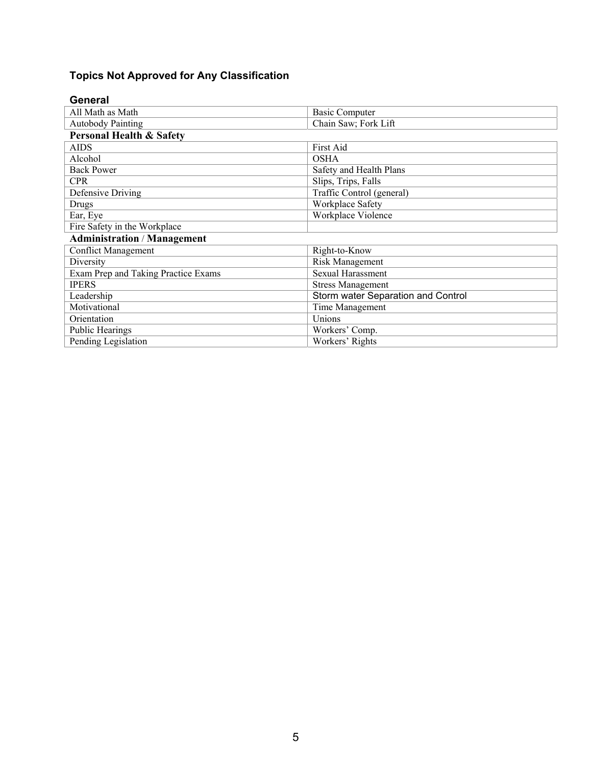## Topics Not Approved for Any Classification

### General

| | |
|---|---|
| All Math as Math | Basic Computer |
| Autobody Painting | Chain Saw; Fork Lift |
| **Personal Health & Safety** | |
| AIDS | First Aid |
| Alcohol | OSHA |
| Back Power | Safety and Health Plans |
| CPR | Slips, Trips, Falls |
| Defensive Driving | Traffic Control (general) |
| Drugs | Workplace Safety |
| Ear, Eye | Workplace Violence |
| Fire Safety in the Workplace | |
| **Administration / Management** | |
| Conflict Management | Right-to-Know |
| Diversity | Risk Management |
| Exam Prep and Taking Practice Exams | Sexual Harassment |
| IPERS | Stress Management |
| Leadership | Storm water Separation and Control |
| Motivational | Time Management |
| Orientation | Unions |
| Public Hearings | Workers' Comp. |
| Pending Legislation | Workers' Rights |